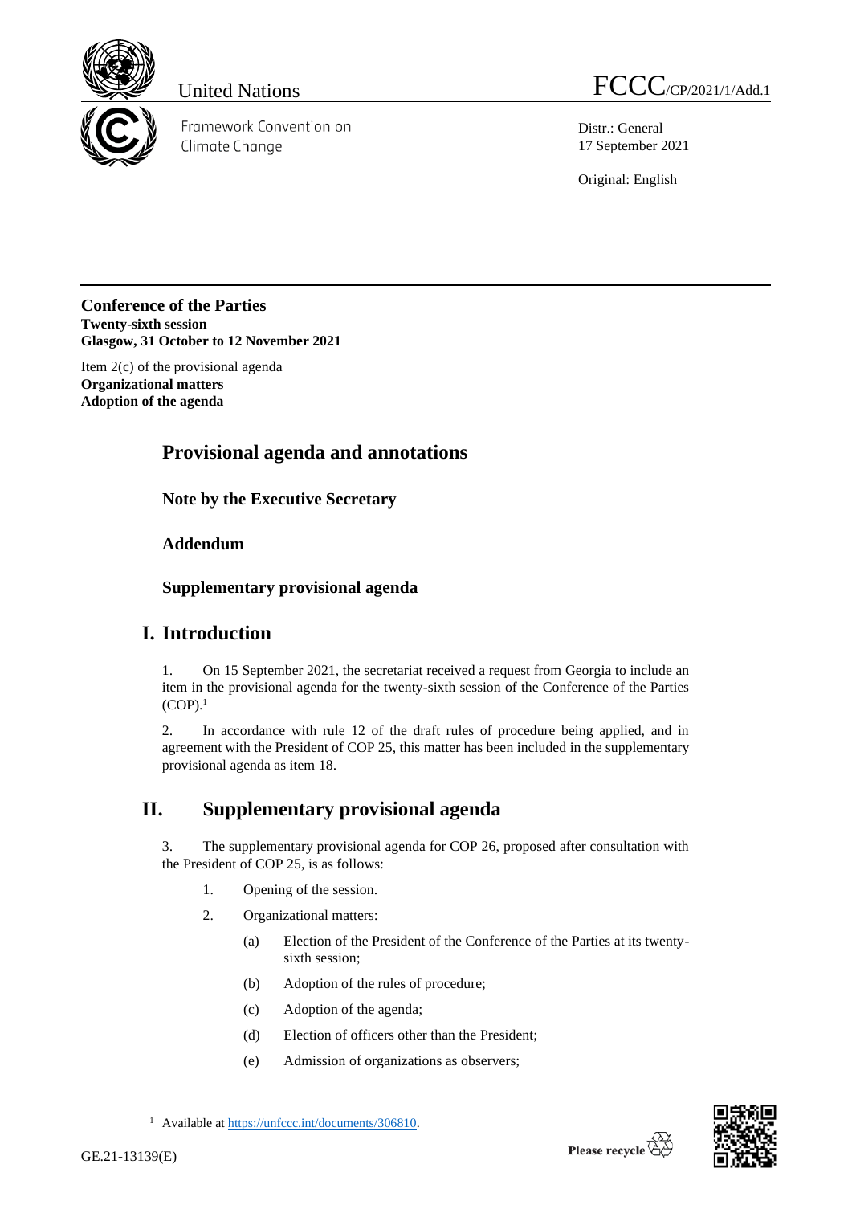United Nations

FCCC/CP/2021/1/Add.1

Framework Convention on Climate Change

Distr.: General
17 September 2021

Original: English

**Conference of the Parties**
**Twenty-sixth session**
**Glasgow, 31 October to 12 November 2021**

Item 2(c) of the provisional agenda
**Organizational matters**
**Adoption of the agenda**

# Provisional agenda and annotations

## Note by the Executive Secretary

## Addendum

## Supplementary provisional agenda

# I. Introduction

1. On 15 September 2021, the secretariat received a request from Georgia to include an item in the provisional agenda for the twenty-sixth session of the Conference of the Parties (COP).[1]

2. In accordance with rule 12 of the draft rules of procedure being applied, and in agreement with the President of COP 25, this matter has been included in the supplementary provisional agenda as item 18.

# II. Supplementary provisional agenda

3. The supplementary provisional agenda for COP 26, proposed after consultation with the President of COP 25, is as follows:

1. Opening of the session.
2. Organizational matters:
   - (a) Election of the President of the Conference of the Parties at its twenty-sixth session;
   - (b) Adoption of the rules of procedure;
   - (c) Adoption of the agenda;
   - (d) Election of officers other than the President;
   - (e) Admission of organizations as observers;

[1] Available at https://unfccc.int/documents/306810.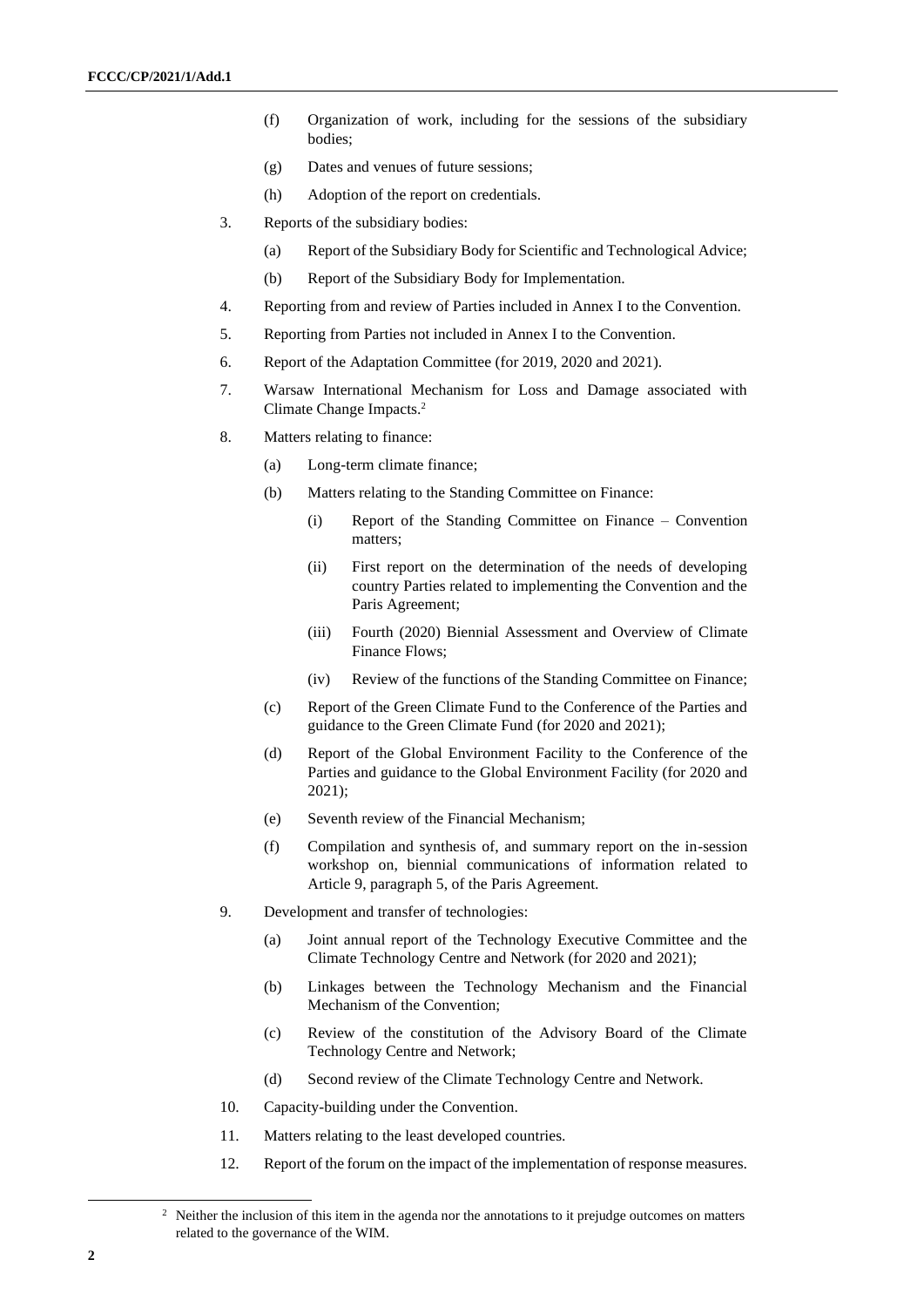(f) Organization of work, including for the sessions of the subsidiary bodies;

(g) Dates and venues of future sessions;

(h) Adoption of the report on credentials.

3. Reports of the subsidiary bodies:

   (a) Report of the Subsidiary Body for Scientific and Technological Advice;

   (b) Report of the Subsidiary Body for Implementation.

4. Reporting from and review of Parties included in Annex I to the Convention.

5. Reporting from Parties not included in Annex I to the Convention.

6. Report of the Adaptation Committee (for 2019, 2020 and 2021).

7. Warsaw International Mechanism for Loss and Damage associated with Climate Change Impacts.[2]

8. Matters relating to finance:

   (a) Long-term climate finance;

   (b) Matters relating to the Standing Committee on Finance:

      (i) Report of the Standing Committee on Finance – Convention matters;

      (ii) First report on the determination of the needs of developing country Parties related to implementing the Convention and the Paris Agreement;

      (iii) Fourth (2020) Biennial Assessment and Overview of Climate Finance Flows;

      (iv) Review of the functions of the Standing Committee on Finance;

   (c) Report of the Green Climate Fund to the Conference of the Parties and guidance to the Green Climate Fund (for 2020 and 2021);

   (d) Report of the Global Environment Facility to the Conference of the Parties and guidance to the Global Environment Facility (for 2020 and 2021);

   (e) Seventh review of the Financial Mechanism;

   (f) Compilation and synthesis of, and summary report on the in-session workshop on, biennial communications of information related to Article 9, paragraph 5, of the Paris Agreement.

9. Development and transfer of technologies:

   (a) Joint annual report of the Technology Executive Committee and the Climate Technology Centre and Network (for 2020 and 2021);

   (b) Linkages between the Technology Mechanism and the Financial Mechanism of the Convention;

   (c) Review of the constitution of the Advisory Board of the Climate Technology Centre and Network;

   (d) Second review of the Climate Technology Centre and Network.

10. Capacity-building under the Convention.

11. Matters relating to the least developed countries.

12. Report of the forum on the impact of the implementation of response measures.

[2] Neither the inclusion of this item in the agenda nor the annotations to it prejudge outcomes on matters related to the governance of the WIM.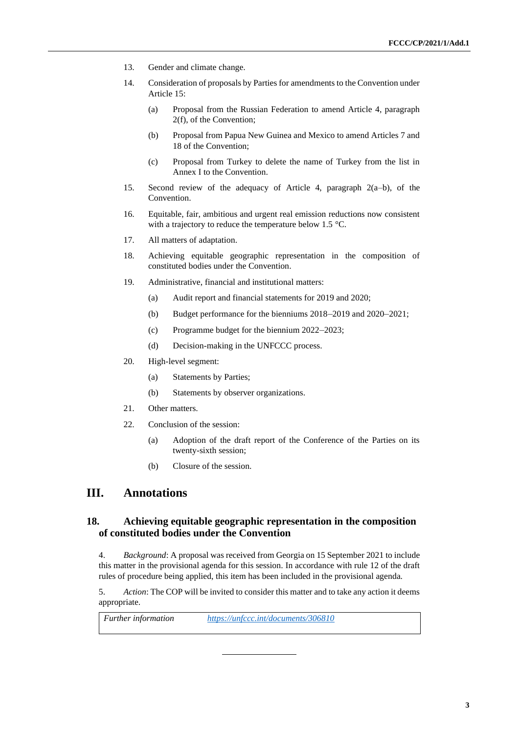13. Gender and climate change.

14. Consideration of proposals by Parties for amendments to the Convention under Article 15:

    (a) Proposal from the Russian Federation to amend Article 4, paragraph 2(f), of the Convention;

    (b) Proposal from Papua New Guinea and Mexico to amend Articles 7 and 18 of the Convention;

    (c) Proposal from Turkey to delete the name of Turkey from the list in Annex I to the Convention.

15. Second review of the adequacy of Article 4, paragraph 2(a–b), of the Convention.

16. Equitable, fair, ambitious and urgent real emission reductions now consistent with a trajectory to reduce the temperature below 1.5 °C.

17. All matters of adaptation.

18. Achieving equitable geographic representation in the composition of constituted bodies under the Convention.

19. Administrative, financial and institutional matters:

    (a) Audit report and financial statements for 2019 and 2020;

    (b) Budget performance for the bienniums 2018–2019 and 2020–2021;

    (c) Programme budget for the biennium 2022–2023;

    (d) Decision-making in the UNFCCC process.

20. High-level segment:

    (a) Statements by Parties;

    (b) Statements by observer organizations.

21. Other matters.

22. Conclusion of the session:

    (a) Adoption of the draft report of the Conference of the Parties on its twenty-sixth session;

    (b) Closure of the session.

# III. Annotations

## 18. Achieving equitable geographic representation in the composition of constituted bodies under the Convention

4. *Background*: A proposal was received from Georgia on 15 September 2021 to include this matter in the provisional agenda for this session. In accordance with rule 12 of the draft rules of procedure being applied, this item has been included in the provisional agenda.

5. *Action*: The COP will be invited to consider this matter and to take any action it deems appropriate.

| | |
|---|---|
| *Further information* | *https://unfccc.int/documents/306810* |